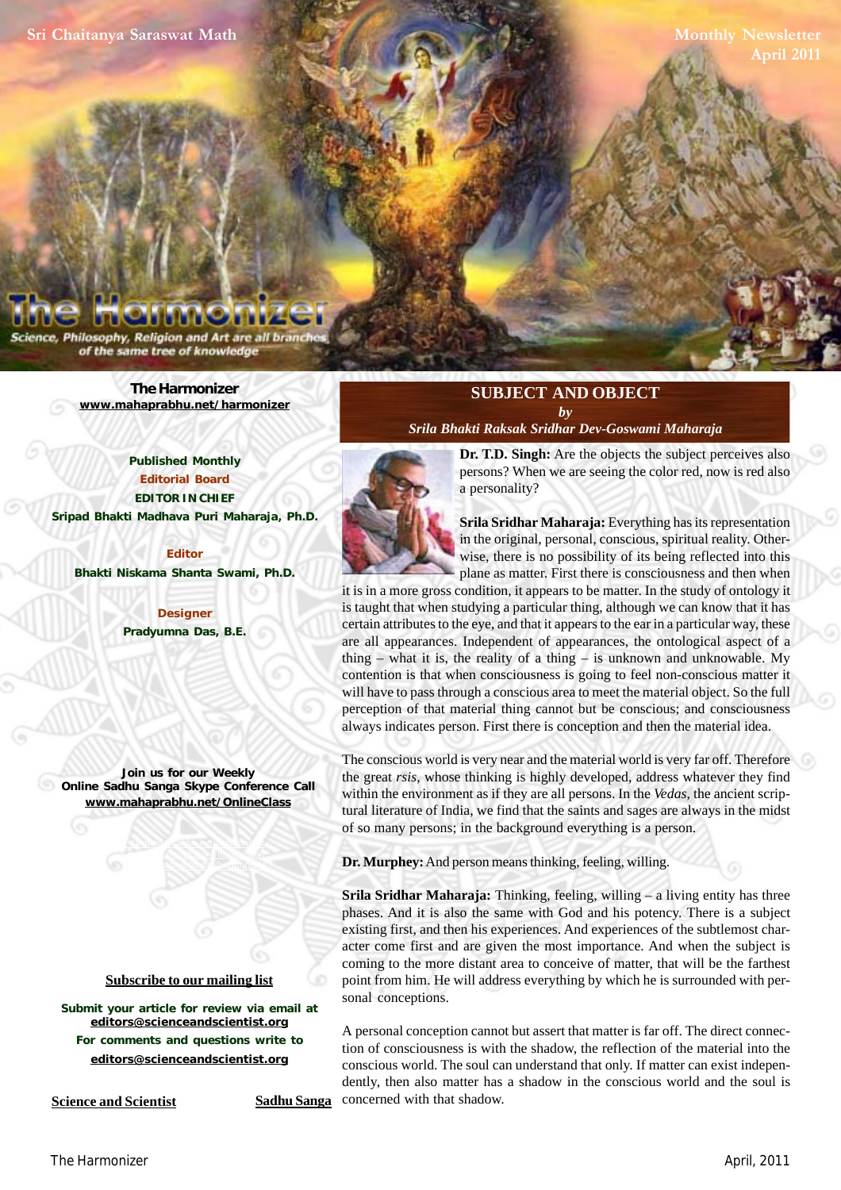Sri Chaitanya Saraswat Math

Monthly Newsletter
April 2011

# The Harmonizer

*Science, Philosophy, Religion and Art are all branches of the same tree of knowledge*

**The Harmonizer**
**www.mahaprabhu.net/harmonizer**

**Published Monthly**
**Editorial Board**
**EDITOR IN CHIEF**
**Sripad Bhakti Madhava Puri Maharaja, Ph.D.**

**Editor**
**Bhakti Niskama Shanta Swami, Ph.D.**

**Designer**
**Pradyumna Das, B.E.**

**Join us for our Weekly Online Sadhu Sanga Skype Conference Call**
**www.mahaprabhu.net/OnlineClass**

**Subscribe to our mailing list**

**Submit your article for review via email at editors@scienceandscientist.org**
**For comments and questions write to editors@scienceandscientist.org**

**Science and Scientist** **Sadhu Sanga**

## SUBJECT AND OBJECT

*by*

*Srila Bhakti Raksak Sridhar Dev-Goswami Maharaja*

**Dr. T.D. Singh:** Are the objects the subject perceives also persons? When we are seeing the color red, now is red also a personality?

**Srila Sridhar Maharaja:** Everything has its representation in the original, personal, conscious, spiritual reality. Otherwise, there is no possibility of its being reflected into this plane as matter. First there is consciousness and then when it is in a more gross condition, it appears to be matter. In the study of ontology it is taught that when studying a particular thing, although we can know that it has certain attributes to the eye, and that it appears to the ear in a particular way, these are all appearances. Independent of appearances, the ontological aspect of a thing – what it is, the reality of a thing – is unknown and unknowable. My contention is that when consciousness is going to feel non-conscious matter it will have to pass through a conscious area to meet the material object. So the full perception of that material thing cannot but be conscious; and consciousness always indicates person. First there is conception and then the material idea.

The conscious world is very near and the material world is very far off. Therefore the great *rsis*, whose thinking is highly developed, address whatever they find within the environment as if they are all persons. In the *Vedas*, the ancient scriptural literature of India, we find that the saints and sages are always in the midst of so many persons; in the background everything is a person.

**Dr. Murphey:** And person means thinking, feeling, willing.

**Srila Sridhar Maharaja:** Thinking, feeling, willing – a living entity has three phases. And it is also the same with God and his potency. There is a subject existing first, and then his experiences. And experiences of the subtlemost character come first and are given the most importance. And when the subject is coming to the more distant area to conceive of matter, that will be the farthest point from him. He will address everything by which he is surrounded with personal conceptions.

A personal conception cannot but assert that matter is far off. The direct connection of consciousness is with the shadow, the reflection of the material into the conscious world. The soul can understand that only. If matter can exist independently, then also matter has a shadow in the conscious world and the soul is concerned with that shadow.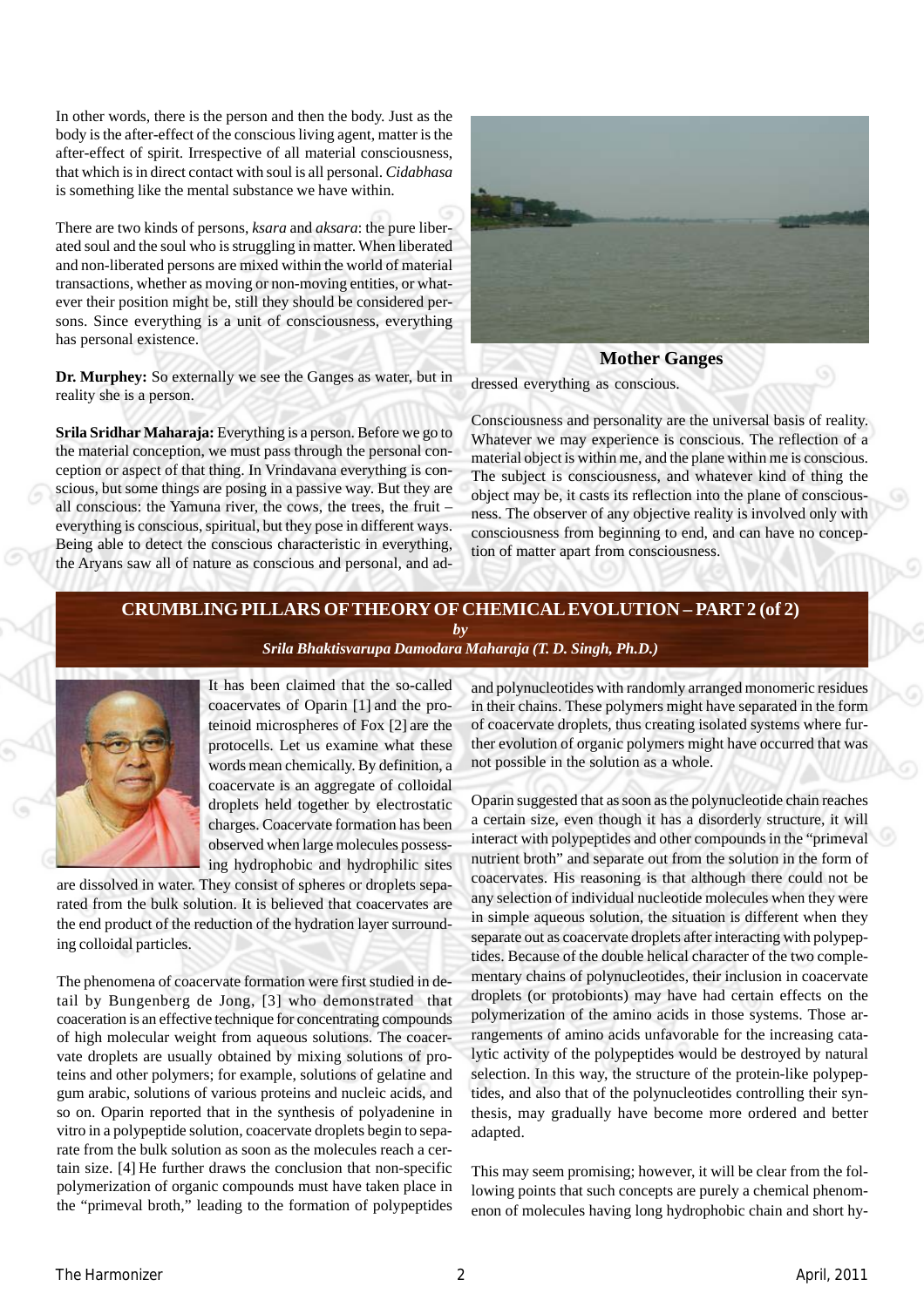In other words, there is the person and then the body. Just as the body is the after-effect of the conscious living agent, matter is the after-effect of spirit. Irrespective of all material consciousness, that which is in direct contact with soul is all personal. *Cidabhasa* is something like the mental substance we have within.

There are two kinds of persons, *ksara* and *aksara*: the pure liberated soul and the soul who is struggling in matter. When liberated and non-liberated persons are mixed within the world of material transactions, whether as moving or non-moving entities, or whatever their position might be, still they should be considered persons. Since everything is a unit of consciousness, everything has personal existence.

**Dr. Murphey:** So externally we see the Ganges as water, but in reality she is a person.

**Srila Sridhar Maharaja:** Everything is a person. Before we go to the material conception, we must pass through the personal conception or aspect of that thing. In Vrindavana everything is conscious, but some things are posing in a passive way. But they are all conscious: the Yamuna river, the cows, the trees, the fruit – everything is conscious, spiritual, but they pose in different ways. Being able to detect the conscious characteristic in everything, the Aryans saw all of nature as conscious and personal, and addressed everything as conscious.

**Mother Ganges**

Consciousness and personality are the universal basis of reality. Whatever we may experience is conscious. The reflection of a material object is within me, and the plane within me is conscious. The subject is consciousness, and whatever kind of thing the object may be, it casts its reflection into the plane of consciousness. The observer of any objective reality is involved only with consciousness from beginning to end, and can have no conception of matter apart from consciousness.

## CRUMBLING PILLARS OF THEORY OF CHEMICAL EVOLUTION – PART 2 (of 2)

***by***

***Srila Bhaktisvarupa Damodara Maharaja (T. D. Singh, Ph.D.)***

It has been claimed that the so-called coacervates of Oparin [1] and the proteinoid microspheres of Fox [2] are the protocells. Let us examine what these words mean chemically. By definition, a coacervate is an aggregate of colloidal droplets held together by electrostatic charges. Coacervate formation has been observed when large molecules possessing hydrophobic and hydrophilic sites are dissolved in water. They consist of spheres or droplets separated from the bulk solution. It is believed that coacervates are the end product of the reduction of the hydration layer surrounding colloidal particles.

The phenomena of coacervate formation were first studied in detail by Bungenberg de Jong, [3] who demonstrated that coaceration is an effective technique for concentrating compounds of high molecular weight from aqueous solutions. The coacervate droplets are usually obtained by mixing solutions of proteins and other polymers; for example, solutions of gelatine and gum arabic, solutions of various proteins and nucleic acids, and so on. Oparin reported that in the synthesis of polyadenine in vitro in a polypeptide solution, coacervate droplets begin to separate from the bulk solution as soon as the molecules reach a certain size. [4] He further draws the conclusion that non-specific polymerization of organic compounds must have taken place in the "primeval broth," leading to the formation of polypeptides and polynucleotides with randomly arranged monomeric residues in their chains. These polymers might have separated in the form of coacervate droplets, thus creating isolated systems where further evolution of organic polymers might have occurred that was not possible in the solution as a whole.

Oparin suggested that as soon as the polynucleotide chain reaches a certain size, even though it has a disorderly structure, it will interact with polypeptides and other compounds in the "primeval nutrient broth" and separate out from the solution in the form of coacervates. His reasoning is that although there could not be any selection of individual nucleotide molecules when they were in simple aqueous solution, the situation is different when they separate out as coacervate droplets after interacting with polypeptides. Because of the double helical character of the two complementary chains of polynucleotides, their inclusion in coacervate droplets (or protobionts) may have had certain effects on the polymerization of the amino acids in those systems. Those arrangements of amino acids unfavorable for the increasing catalytic activity of the polypeptides would be destroyed by natural selection. In this way, the structure of the protein-like polypeptides, and also that of the polynucleotides controlling their synthesis, may gradually have become more ordered and better adapted.

This may seem promising; however, it will be clear from the following points that such concepts are purely a chemical phenomenon of molecules having long hydrophobic chain and short hy-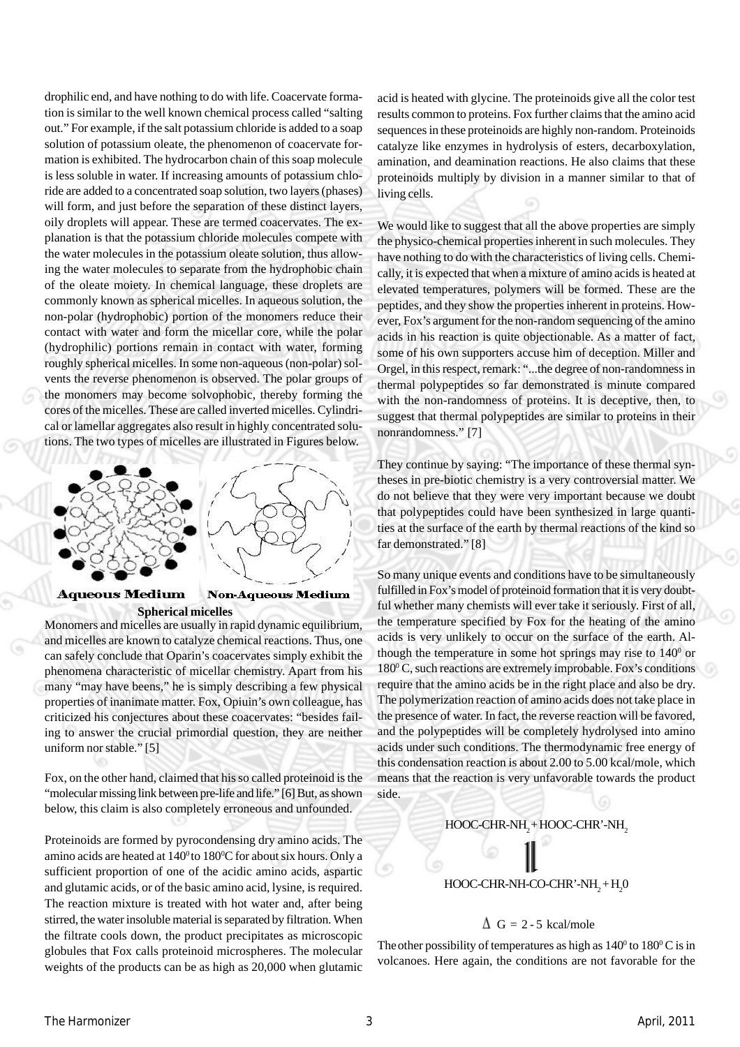drophilic end, and have nothing to do with life. Coacervate formation is similar to the well known chemical process called "salting out." For example, if the salt potassium chloride is added to a soap solution of potassium oleate, the phenomenon of coacervate formation is exhibited. The hydrocarbon chain of this soap molecule is less soluble in water. If increasing amounts of potassium chloride are added to a concentrated soap solution, two layers (phases) will form, and just before the separation of these distinct layers, oily droplets will appear. These are termed coacervates. The explanation is that the potassium chloride molecules compete with the water molecules in the potassium oleate solution, thus allowing the water molecules to separate from the hydrophobic chain of the oleate moiety. In chemical language, these droplets are commonly known as spherical micelles. In aqueous solution, the non-polar (hydrophobic) portion of the monomers reduce their contact with water and form the micellar core, while the polar (hydrophilic) portions remain in contact with water, forming roughly spherical micelles. In some non-aqueous (non-polar) solvents the reverse phenomenon is observed. The polar groups of the monomers may become solvophobic, thereby forming the cores of the micelles. These are called inverted micelles. Cylindrical or lamellar aggregates also result in highly concentrated solutions. The two types of micelles are illustrated in Figures below.

Aqueous Medium    Non-Aqueous Medium

**Spherical micelles**

Monomers and micelles are usually in rapid dynamic equilibrium, and micelles are known to catalyze chemical reactions. Thus, one can safely conclude that Oparin's coacervates simply exhibit the phenomena characteristic of micellar chemistry. Apart from his many "may have beens," he is simply describing a few physical properties of inanimate matter. Fox, Opiuin's own colleague, has criticized his conjectures about these coacervates: "besides failing to answer the crucial primordial question, they are neither uniform nor stable." [5]

Fox, on the other hand, claimed that his so called proteinoid is the "molecular missing link between pre-life and life." [6] But, as shown below, this claim is also completely erroneous and unfounded.

Proteinoids are formed by pyrocondensing dry amino acids. The amino acids are heated at $140^0$ to $180^0$C for about six hours. Only a sufficient proportion of one of the acidic amino acids, aspartic and glutamic acids, or of the basic amino acid, lysine, is required. The reaction mixture is treated with hot water and, after being stirred, the water insoluble material is separated by filtration. When the filtrate cools down, the product precipitates as microscopic globules that Fox calls proteinoid microspheres. The molecular weights of the products can be as high as 20,000 when glutamic acid is heated with glycine. The proteinoids give all the color test results common to proteins. Fox further claims that the amino acid sequences in these proteinoids are highly non-random. Proteinoids catalyze like enzymes in hydrolysis of esters, decarboxylation, amination, and deamination reactions. He also claims that these proteinoids multiply by division in a manner similar to that of living cells.

We would like to suggest that all the above properties are simply the physico-chemical properties inherent in such molecules. They have nothing to do with the characteristics of living cells. Chemically, it is expected that when a mixture of amino acids is heated at elevated temperatures, polymers will be formed. These are the peptides, and they show the properties inherent in proteins. However, Fox's argument for the non-random sequencing of the amino acids in his reaction is quite objectionable. As a matter of fact, some of his own supporters accuse him of deception. Miller and Orgel, in this respect, remark: "...the degree of non-randomness in thermal polypeptides so far demonstrated is minute compared with the non-randomness of proteins. It is deceptive, then, to suggest that thermal polypeptides are similar to proteins in their nonrandomness." [7]

They continue by saying: "The importance of these thermal syntheses in pre-biotic chemistry is a very controversial matter. We do not believe that they were very important because we doubt that polypeptides could have been synthesized in large quantities at the surface of the earth by thermal reactions of the kind so far demonstrated." [8]

So many unique events and conditions have to be simultaneously fulfilled in Fox's model of proteinoid formation that it is very doubtful whether many chemists will ever take it seriously. First of all, the temperature specified by Fox for the heating of the amino acids is very unlikely to occur on the surface of the earth. Although the temperature in some hot springs may rise to $140^0$ or $180^0$ C, such reactions are extremely improbable. Fox's conditions require that the amino acids be in the right place and also be dry. The polymerization reaction of amino acids does not take place in the presence of water. In fact, the reverse reaction will be favored, and the polypeptides will be completely hydrolysed into amino acids under such conditions. The thermodynamic free energy of this condensation reaction is about 2.00 to 5.00 kcal/mole, which means that the reaction is very unfavorable towards the product side.

$$HOOC\text{-}CHR\text{-}NH_2 + HOOC\text{-}CHR'\text{-}NH_2 \rightleftharpoons HOOC\text{-}CHR\text{-}NH\text{-}CO\text{-}CHR'\text{-}NH_2 + H_2O$$

$$\Delta G = 2 - 5 \text{ kcal/mole}$$

The other possibility of temperatures as high as $140^0$ to $180^0$ C is in volcanoes. Here again, the conditions are not favorable for the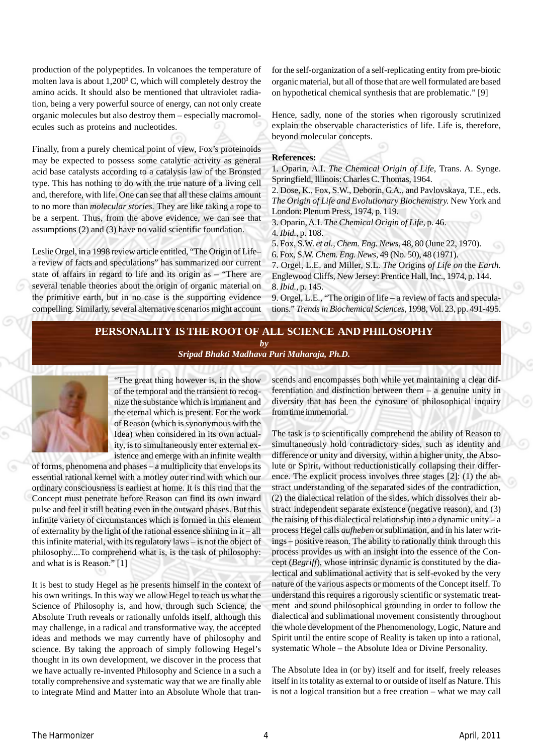production of the polypeptides. In volcanoes the temperature of molten lava is about 1,200$^0$ C, which will completely destroy the amino acids. It should also be mentioned that ultraviolet radiation, being a very powerful source of energy, can not only create organic molecules but also destroy them – especially macromolecules such as proteins and nucleotides.

Finally, from a purely chemical point of view, Fox's proteinoids may be expected to possess some catalytic activity as general acid base catalysts according to a catalysis law of the Bronsted type. This has nothing to do with the true nature of a living cell and, therefore, with life. One can see that all these claims amount to no more than *molecular stories.* They are like taking a rope to be a serpent. Thus, from the above evidence, we can see that assumptions (2) and (3) have no valid scientific foundation.

Leslie Orgel, in a 1998 review article entitled, "The Origin of Life–a review of facts and speculations" has summarized our current state of affairs in regard to life and its origin as – "There are several tenable theories about the origin of organic material on the primitive earth, but in no case is the supporting evidence compelling. Similarly, several alternative scenarios might account for the self-organization of a self-replicating entity from pre-biotic organic material, but all of those that are well formulated are based on hypothetical chemical synthesis that are problematic." [9]

Hence, sadly, none of the stories when rigorously scrutinized explain the observable characteristics of life. Life is, therefore, beyond molecular concepts.

**References:**

1. Oparin, A.I. *The Chemical Origin of Life,* Trans. A. Synge. Springfield, Illinois: Charles C. Thomas, 1964.
2. Dose, K., Fox, S.W., Deborin, G.A., and Pavlovskaya, T.E., eds. *The Origin of Life and Evolutionary Biochemistry.* New York and London: Plenum Press, 1974, p. 119.
3. Oparin, A.I. *The Chemical Origin of Life,* p. 46.
4. *Ibid.,* p. 108.
5. Fox, S.W. *et al., Chem. Eng. News,* 48, 80 (June 22, 1970).
6. Fox, S.W. *Chem. Eng. News,* 49 (No. 50), 48 (1971).
7. Orgel, L.E. and Miller, S.L. *The* Origins *of Life on* the *Earth.* Englewood Cliffs, New Jersey: Prentice Hall, Inc., 1974, p. 144.
8. *Ibid.,* p. 145.
9. Orgel, L.E., "The origin of life – a review of facts and speculations." *Trends in Biochemical Sciences,* 1998, Vol. 23, pp. 491-495.

## PERSONALITY IS THE ROOT OF ALL SCIENCE AND PHILOSOPHY

***by***

***Sripad Bhakti Madhava Puri Maharaja, Ph.D.***

"The great thing however is, in the show of the temporal and the transient to recognize the substance which is immanent and the eternal which is present. For the work of Reason (which is synonymous with the Idea) when considered in its own actuality, is to simultaneously enter external existence and emerge with an infinite wealth of forms, phenomena and phases – a multiplicity that envelops its essential rational kernel with a motley outer rind with which our ordinary consciousness is earliest at home. It is this rind that the Concept must penetrate before Reason can find its own inward pulse and feel it still beating even in the outward phases. But this infinite variety of circumstances which is formed in this element of externality by the light of the rational essence shining in it – all this infinite material, with its regulatory laws – is not the object of philosophy....To comprehend what is, is the task of philosophy: and what is is Reason." [1]

It is best to study Hegel as he presents himself in the context of his own writings. In this way we allow Hegel to teach us what the Science of Philosophy is, and how, through such Science, the Absolute Truth reveals or rationally unfolds itself, although this may challenge, in a radical and transformative way, the accepted ideas and methods we may currently have of philosophy and science. By taking the approach of simply following Hegel's thought in its own development, we discover in the process that we have actually re-invented Philosophy and Science in a such a totally comprehensive and systematic way that we are finally able to integrate Mind and Matter into an Absolute Whole that transcends and encompasses both while yet maintaining a clear differentiation and distinction between them – a genuine unity in diversity that has been the cynosure of philosophical inquiry from time immemorial.

The task is to scientifically comprehend the ability of Reason to simultaneously hold contradictory sides, such as identity and difference or unity and diversity, within a higher unity, the Absolute or Spirit, without reductionistically collapsing their difference. The explicit process involves three stages [2]: (1) the abstract understanding of the separated sides of the contradiction, (2) the dialectical relation of the sides, which dissolves their abstract independent separate existence (negative reason), and (3) the raising of this dialectical relationship into a dynamic unity – a process Hegel calls *aufheben* or sublimation, and in his later writings – positive reason. The ability to rationally think through this process provides us with an insight into the essence of the Concept (*Begriff*), whose intrinsic dynamic is constituted by the dialectical and sublimational activity that is self-evoked by the very nature of the various aspects or moments of the Concept itself. To understand this requires a rigorously scientific or systematic treatment and sound philosophical grounding in order to follow the dialectical and sublimational movement consistently throughout the whole development of the Phenomenology, Logic, Nature and Spirit until the entire scope of Reality is taken up into a rational, systematic Whole – the Absolute Idea or Divine Personality.

The Absolute Idea in (or by) itself and for itself, freely releases itself in its totality as external to or outside of itself as Nature. This is not a logical transition but a free creation – what we may call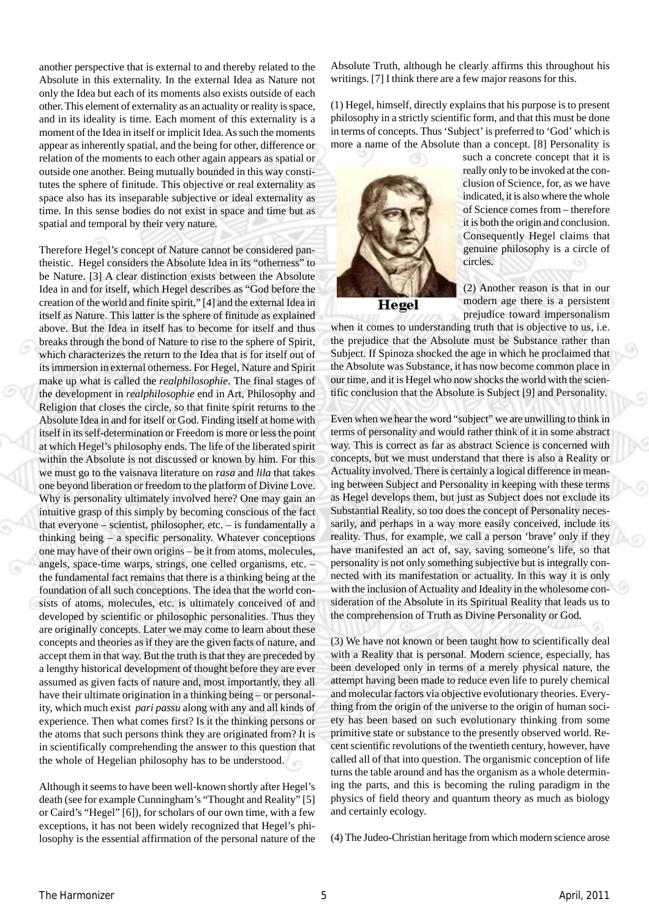another perspective that is external to and thereby related to the Absolute in this externality. In the external Idea as Nature not only the Idea but each of its moments also exists outside of each other. This element of externality as an actuality or reality is space, and in its ideality is time. Each moment of this externality is a moment of the Idea in itself or implicit Idea. As such the moments appear as inherently spatial, and the being for other, difference or relation of the moments to each other again appears as spatial or outside one another. Being mutually bounded in this way constitutes the sphere of finitude. This objective or real externality as space also has its inseparable subjective or ideal externality as time. In this sense bodies do not exist in space and time but as spatial and temporal by their very nature.

Therefore Hegel's concept of Nature cannot be considered pantheistic. Hegel considers the Absolute Idea in its "otherness" to be Nature. [3] A clear distinction exists between the Absolute Idea in and for itself, which Hegel describes as "God before the creation of the world and finite spirit," [4] and the external Idea in itself as Nature. This latter is the sphere of finitude as explained above. But the Idea in itself has to become for itself and thus breaks through the bond of Nature to rise to the sphere of Spirit, which characterizes the return to the Idea that is for itself out of its immersion in external otherness. For Hegel, Nature and Spirit make up what is called the *realphilosophie*. The final stages of the development in *realphilosophie* end in Art, Philosophy and Religion that closes the circle, so that finite spirit returns to the Absolute Idea in and for itself or God. Finding itself at home with itself in its self-determination or Freedom is more or less the point at which Hegel's philosophy ends. The life of the liberated spirit within the Absolute is not discussed or known by him. For this we must go to the vaisnava literature on *rasa* and *lila* that takes one beyond liberation or freedom to the platform of Divine Love. Why is personality ultimately involved here? One may gain an intuitive grasp of this simply by becoming conscious of the fact that everyone – scientist, philosopher, etc. – is fundamentally a thinking being – a specific personality. Whatever conceptions one may have of their own origins – be it from atoms, molecules, angels, space-time warps, strings, one celled organisms, etc. – the fundamental fact remains that there is a thinking being at the foundation of all such conceptions. The idea that the world consists of atoms, molecules, etc. is ultimately conceived of and developed by scientific or philosophic personalities. Thus they are originally concepts. Later we may come to learn about these concepts and theories as if they are the given facts of nature, and accept them in that way. But the truth is that they are preceded by a lengthy historical development of thought before they are ever assumed as given facts of nature and, most importantly, they all have their ultimate origination in a thinking being – or personality, which much exist *pari passu* along with any and all kinds of experience. Then what comes first? Is it the thinking persons or the atoms that such persons think they are originated from? It is in scientifically comprehending the answer to this question that the whole of Hegelian philosophy has to be understood.

Although it seems to have been well-known shortly after Hegel's death (see for example Cunningham's "Thought and Reality" [5] or Caird's "Hegel" [6]), for scholars of our own time, with a few exceptions, it has not been widely recognized that Hegel's philosophy is the essential affirmation of the personal nature of the Absolute Truth, although he clearly affirms this throughout his writings. [7] I think there are a few major reasons for this.

(1) Hegel, himself, directly explains that his purpose is to present philosophy in a strictly scientific form, and that this must be done in terms of concepts. Thus 'Subject' is preferred to 'God' which is more a name of the Absolute than a concept. [8] Personality is such a concrete concept that it is really only to be invoked at the conclusion of Science, for, as we have indicated, it is also where the whole of Science comes from – therefore it is both the origin and conclusion. Consequently Hegel claims that genuine philosophy is a circle of circles.

Hegel

(2) Another reason is that in our modern age there is a persistent prejudice toward impersonalism when it comes to understanding truth that is objective to us, i.e. the prejudice that the Absolute must be Substance rather than Subject. If Spinoza shocked the age in which he proclaimed that the Absolute was Substance, it has now become common place in our time, and it is Hegel who now shocks the world with the scientific conclusion that the Absolute is Subject [9] and Personality.

Even when we hear the word "subject" we are unwilling to think in terms of personality and would rather think of it in some abstract way. This is correct as far as abstract Science is concerned with concepts, but we must understand that there is also a Reality or Actuality involved. There is certainly a logical difference in meaning between Subject and Personality in keeping with these terms as Hegel develops them, but just as Subject does not exclude its Substantial Reality, so too does the concept of Personality necessarily, and perhaps in a way more easily conceived, include its reality. Thus, for example, we call a person 'brave' only if they have manifested an act of, say, saving someone's life, so that personality is not only something subjective but is integrally connected with its manifestation or actuality. In this way it is only with the inclusion of Actuality and Ideality in the wholesome consideration of the Absolute in its Spiritual Reality that leads us to the comprehension of Truth as Divine Personality or God.

(3) We have not known or been taught how to scientifically deal with a Reality that is personal. Modern science, especially, has been developed only in terms of a merely physical nature, the attempt having been made to reduce even life to purely chemical and molecular factors via objective evolutionary theories. Everything from the origin of the universe to the origin of human society has been based on such evolutionary thinking from some primitive state or substance to the presently observed world. Recent scientific revolutions of the twentieth century, however, have called all of that into question. The organismic conception of life turns the table around and has the organism as a whole determining the parts, and this is becoming the ruling paradigm in the physics of field theory and quantum theory as much as biology and certainly ecology.

(4) The Judeo-Christian heritage from which modern science arose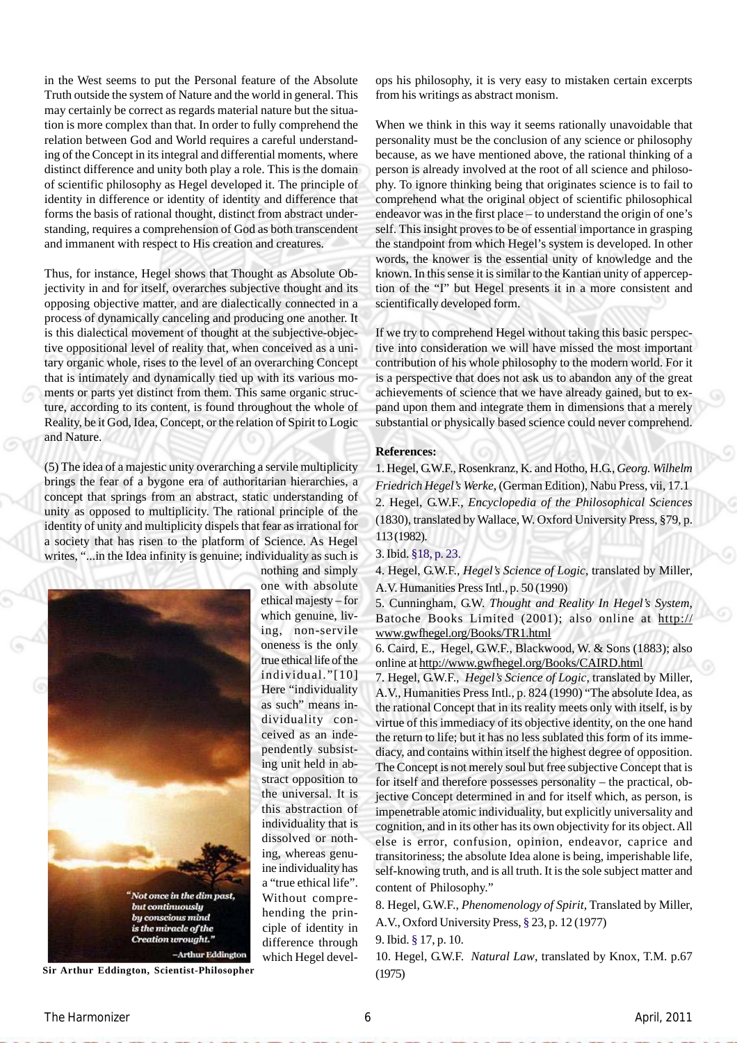in the West seems to put the Personal feature of the Absolute Truth outside the system of Nature and the world in general. This may certainly be correct as regards material nature but the situation is more complex than that. In order to fully comprehend the relation between God and World requires a careful understanding of the Concept in its integral and differential moments, where distinct difference and unity both play a role. This is the domain of scientific philosophy as Hegel developed it. The principle of identity in difference or identity of identity and difference that forms the basis of rational thought, distinct from abstract understanding, requires a comprehension of God as both transcendent and immanent with respect to His creation and creatures.

Thus, for instance, Hegel shows that Thought as Absolute Objectivity in and for itself, overarches subjective thought and its opposing objective matter, and are dialectically connected in a process of dynamically canceling and producing one another. It is this dialectical movement of thought at the subjective-objective oppositional level of reality that, when conceived as a unitary organic whole, rises to the level of an overarching Concept that is intimately and dynamically tied up with its various moments or parts yet distinct from them. This same organic structure, according to its content, is found throughout the whole of Reality, be it God, Idea, Concept, or the relation of Spirit to Logic and Nature.

(5) The idea of a majestic unity overarching a servile multiplicity brings the fear of a bygone era of authoritarian hierarchies, a concept that springs from an abstract, static understanding of unity as opposed to multiplicity. The rational principle of the identity of unity and multiplicity dispels that fear as irrational for a society that has risen to the platform of Science. As Hegel writes, "...in the Idea infinity is genuine; individuality as such is nothing and simply one with absolute ethical majesty – for which genuine, living, non-servile oneness is the only true ethical life of the individual."[10] Here "individuality as such" means individuality conceived as an independently subsisting unit held in abstract opposition to the universal. It is this abstraction of individuality that is dissolved or nothing, whereas genuine individuality has a "true ethical life". Without comprehending the principle of identity in difference through which Hegel develops his philosophy, it is very easy to mistaken certain excerpts from his writings as abstract monism.

"Not once in the dim past, but continuously by conscious mind is the miracle of the Creation wrought."
–Arthur Eddington

**Sir Arthur Eddington, Scientist-Philosopher**

When we think in this way it seems rationally unavoidable that personality must be the conclusion of any science or philosophy because, as we have mentioned above, the rational thinking of a person is already involved at the root of all science and philosophy. To ignore thinking being that originates science is to fail to comprehend what the original object of scientific philosophical endeavor was in the first place – to understand the origin of one's self. This insight proves to be of essential importance in grasping the standpoint from which Hegel's system is developed. In other words, the knower is the essential unity of knowledge and the known. In this sense it is similar to the Kantian unity of apperception of the "I" but Hegel presents it in a more consistent and scientifically developed form.

If we try to comprehend Hegel without taking this basic perspective into consideration we will have missed the most important contribution of his whole philosophy to the modern world. For it is a perspective that does not ask us to abandon any of the great achievements of science that we have already gained, but to expand upon them and integrate them in dimensions that a merely substantial or physically based science could never comprehend.

**References:**

1. Hegel, G.W.F., Rosenkranz, K. and Hotho, H.G., *Georg. Wilhelm Friedrich Hegel's Werke*, (German Edition), Nabu Press, vii, 17.1
2. Hegel, G.W.F., *Encyclopedia of the Philosophical Sciences* (1830), translated by Wallace, W. Oxford University Press, §79, p. 113 (1982).
3. Ibid. §18, p. 23.
4. Hegel, G.W.F., *Hegel's Science of Logic*, translated by Miller, A.V. Humanities Press Intl., p. 50 (1990)
5. Cunningham, G.W. *Thought and Reality In Hegel's System*, Batoche Books Limited (2001); also online at http://www.gwfhegel.org/Books/TR1.html
6. Caird, E., Hegel, G.W.F., Blackwood, W. & Sons (1883); also online at http://www.gwfhegel.org/Books/CAIRD.html
7. Hegel, G.W.F., *Hegel's Science of Logic*, translated by Miller, A.V., Humanities Press Intl., p. 824 (1990) "The absolute Idea, as the rational Concept that in its reality meets only with itself, is by virtue of this immediacy of its objective identity, on the one hand the return to life; but it has no less sublated this form of its immediacy, and contains within itself the highest degree of opposition. The Concept is not merely soul but free subjective Concept that is for itself and therefore possesses personality – the practical, objective Concept determined in and for itself which, as person, is impenetrable atomic individuality, but explicitly universality and cognition, and in its other has its own objectivity for its object. All else is error, confusion, opinion, endeavor, caprice and transitoriness; the absolute Idea alone is being, imperishable life, self-knowing truth, and is all truth. It is the sole subject matter and content of Philosophy."
8. Hegel, G.W.F., *Phenomenology of Spirit*, Translated by Miller, A.V., Oxford University Press, § 23, p. 12 (1977)
9. Ibid. § 17, p. 10.
10. Hegel, G.W.F. *Natural Law*, translated by Knox, T.M. p.67 (1975)